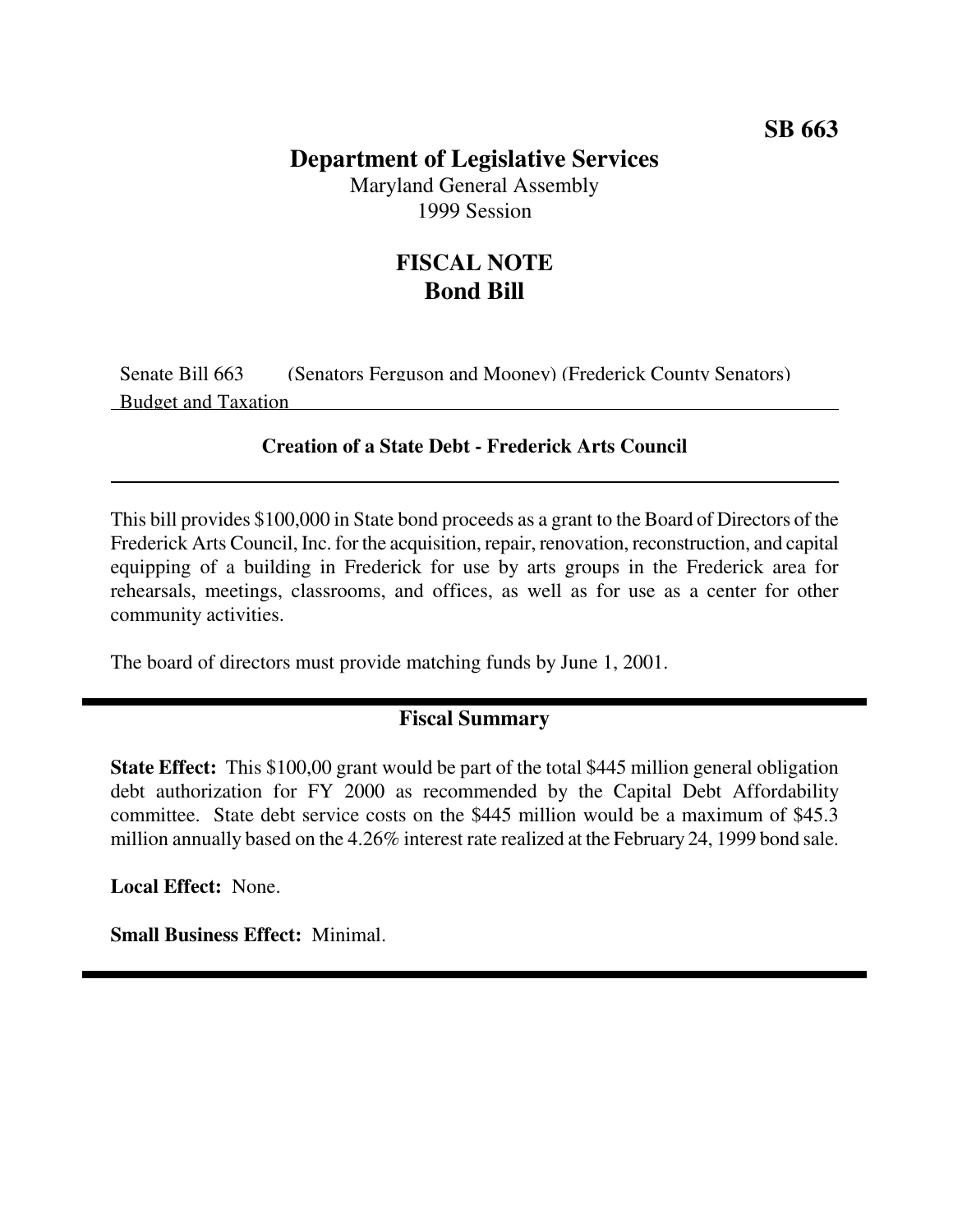**SB 663**

# Department of Legislative Services

Maryland General Assembly
1999 Session

## FISCAL NOTE
## Bond Bill

Senate Bill 663 (Senators Ferguson and Mooney) (Frederick County Senators)
Budget and Taxation

### Creation of a State Debt - Frederick Arts Council

This bill provides $100,000 in State bond proceeds as a grant to the Board of Directors of the Frederick Arts Council, Inc. for the acquisition, repair, renovation, reconstruction, and capital equipping of a building in Frederick for use by arts groups in the Frederick area for rehearsals, meetings, classrooms, and offices, as well as for use as a center for other community activities.

The board of directors must provide matching funds by June 1, 2001.

### Fiscal Summary

**State Effect:** This $100,00 grant would be part of the total $445 million general obligation debt authorization for FY 2000 as recommended by the Capital Debt Affordability committee. State debt service costs on the $445 million would be a maximum of $45.3 million annually based on the 4.26% interest rate realized at the February 24, 1999 bond sale.

**Local Effect:** None.

**Small Business Effect:** Minimal.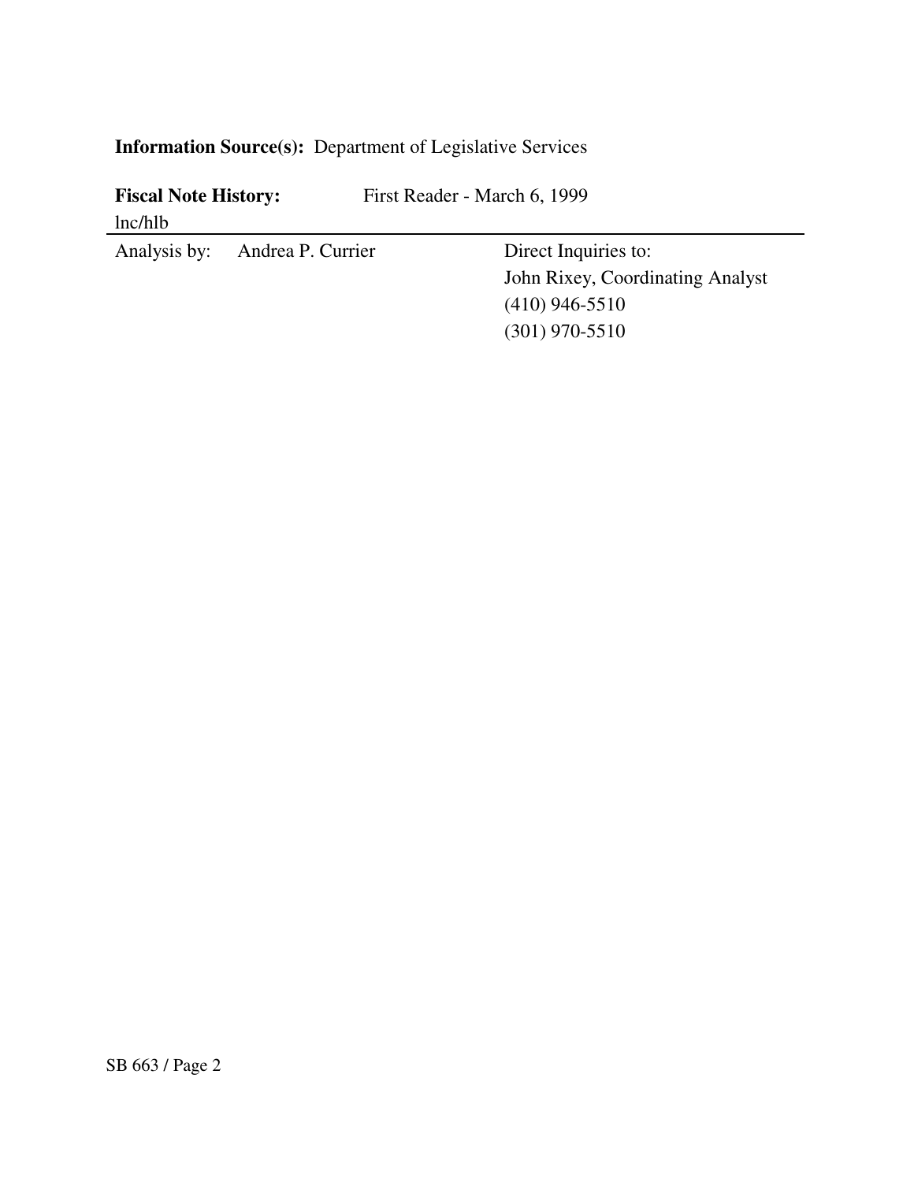**Information Source(s):** Department of Legislative Services

**Fiscal Note History:** First Reader - March 6, 1999

lnc/hlb

| | | |
|---|---|---|
| Analysis by: | Andrea P. Currier | Direct Inquiries to:<br>John Rixey, Coordinating Analyst<br>(410) 946-5510<br>(301) 970-5510 |